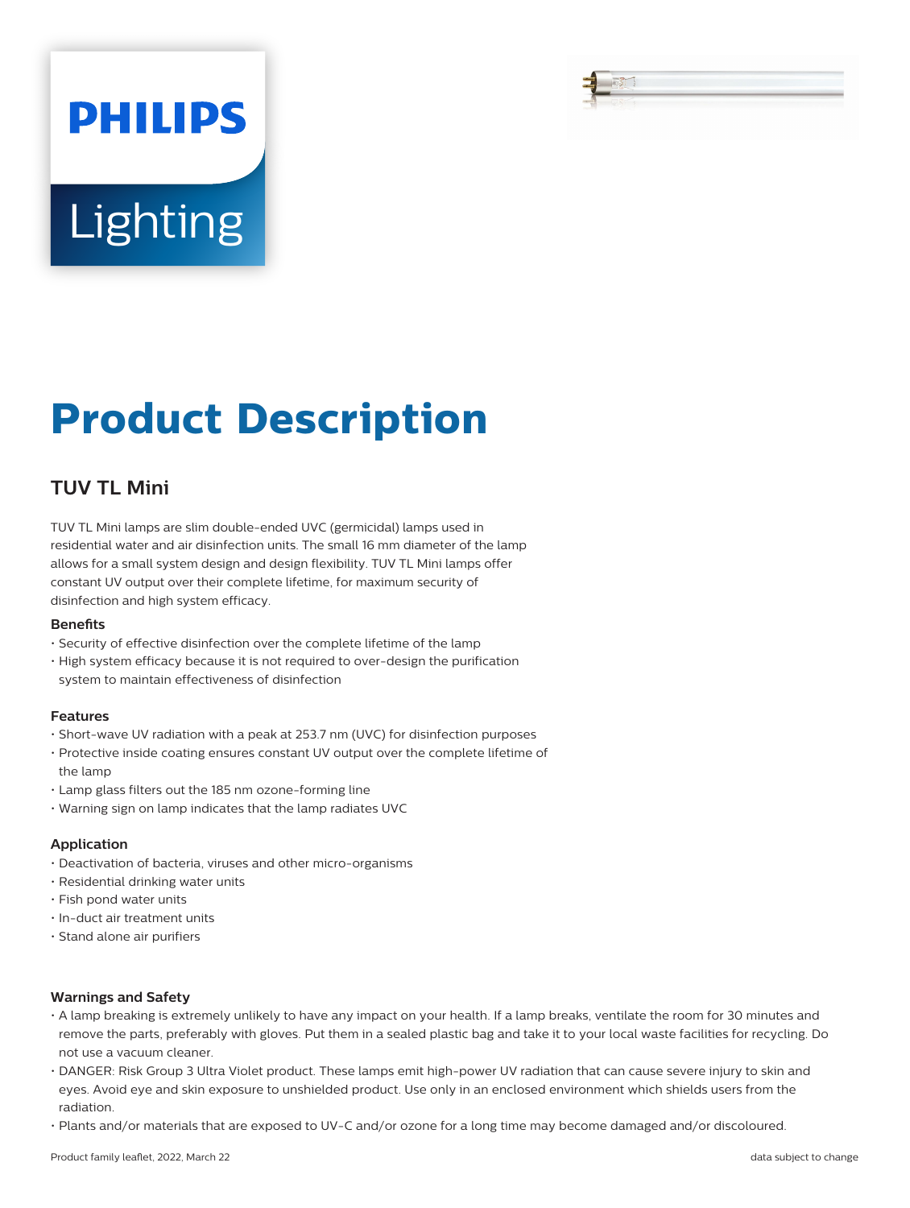PHILIPS

Lighting

# Product Description

## TUV TL Mini

TUV TL Mini lamps are slim double-ended UVC (germicidal) lamps used in residential water and air disinfection units. The small 16 mm diameter of the lamp allows for a small system design and design flexibility. TUV TL Mini lamps offer constant UV output over their complete lifetime, for maximum security of disinfection and high system efficacy.

### Benefits

- Security of effective disinfection over the complete lifetime of the lamp
- High system efficacy because it is not required to over-design the purification system to maintain effectiveness of disinfection

### Features

- Short-wave UV radiation with a peak at 253.7 nm (UVC) for disinfection purposes
- Protective inside coating ensures constant UV output over the complete lifetime of the lamp
- Lamp glass filters out the 185 nm ozone-forming line
- Warning sign on lamp indicates that the lamp radiates UVC

### Application

- Deactivation of bacteria, viruses and other micro-organisms
- Residential drinking water units
- Fish pond water units
- In-duct air treatment units
- Stand alone air purifiers

### Warnings and Safety

- A lamp breaking is extremely unlikely to have any impact on your health. If a lamp breaks, ventilate the room for 30 minutes and remove the parts, preferably with gloves. Put them in a sealed plastic bag and take it to your local waste facilities for recycling. Do not use a vacuum cleaner.
- DANGER: Risk Group 3 Ultra Violet product. These lamps emit high-power UV radiation that can cause severe injury to skin and eyes. Avoid eye and skin exposure to unshielded product. Use only in an enclosed environment which shields users from the radiation.
- Plants and/or materials that are exposed to UV-C and/or ozone for a long time may become damaged and/or discoloured.

Product family leaflet, 2022, March 22

data subject to change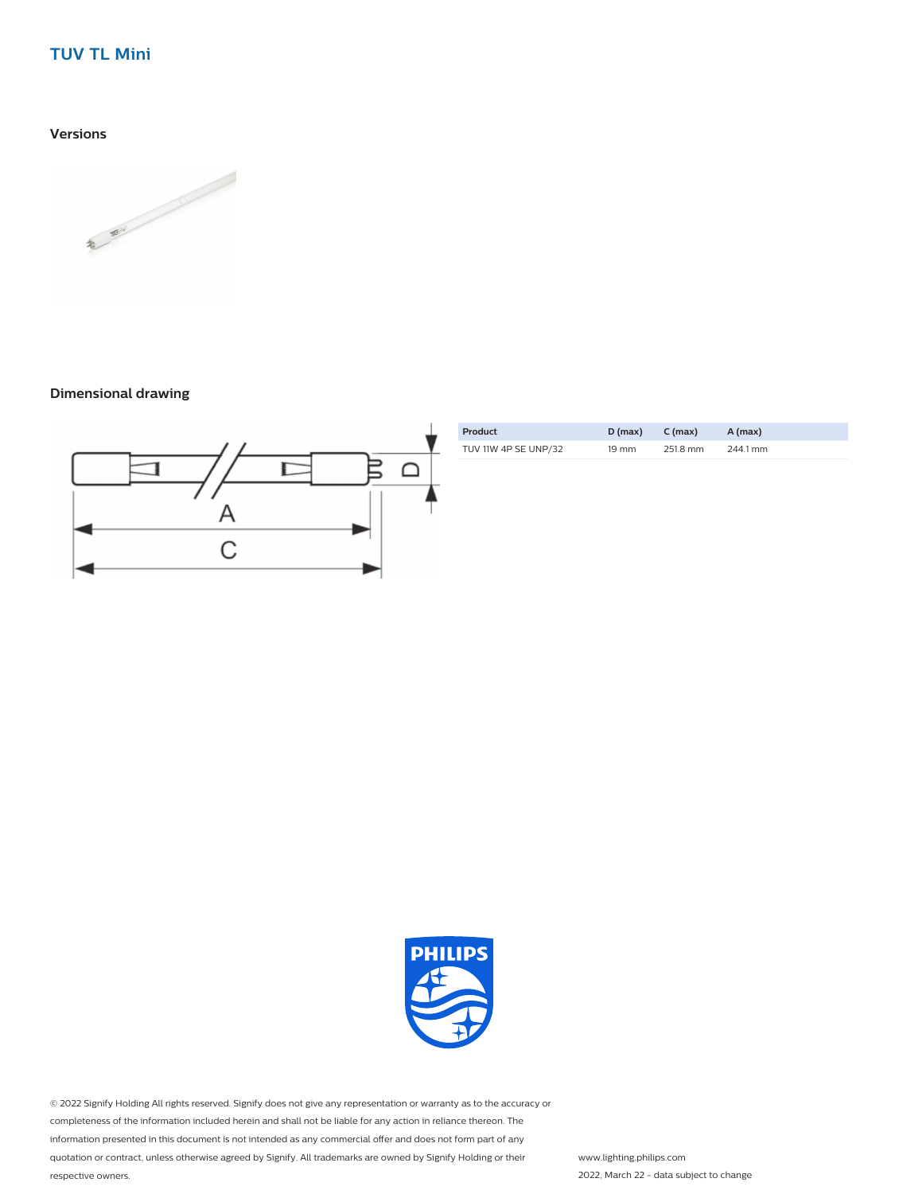# TUV TL Mini

## Versions

## Dimensional drawing

A

C

D

| Product | D (max) | C (max) | A (max) |
|---|---|---|---|
| TUV 11W 4P SE UNP/32 | 19 mm | 251.8 mm | 244.1 mm |

© 2022 Signify Holding All rights reserved. Signify does not give any representation or warranty as to the accuracy or completeness of the information included herein and shall not be liable for any action in reliance thereon. The information presented in this document is not intended as any commercial offer and does not form part of any quotation or contract, unless otherwise agreed by Signify. All trademarks are owned by Signify Holding or their respective owners.

www.lighting.philips.com

2022, March 22 - data subject to change